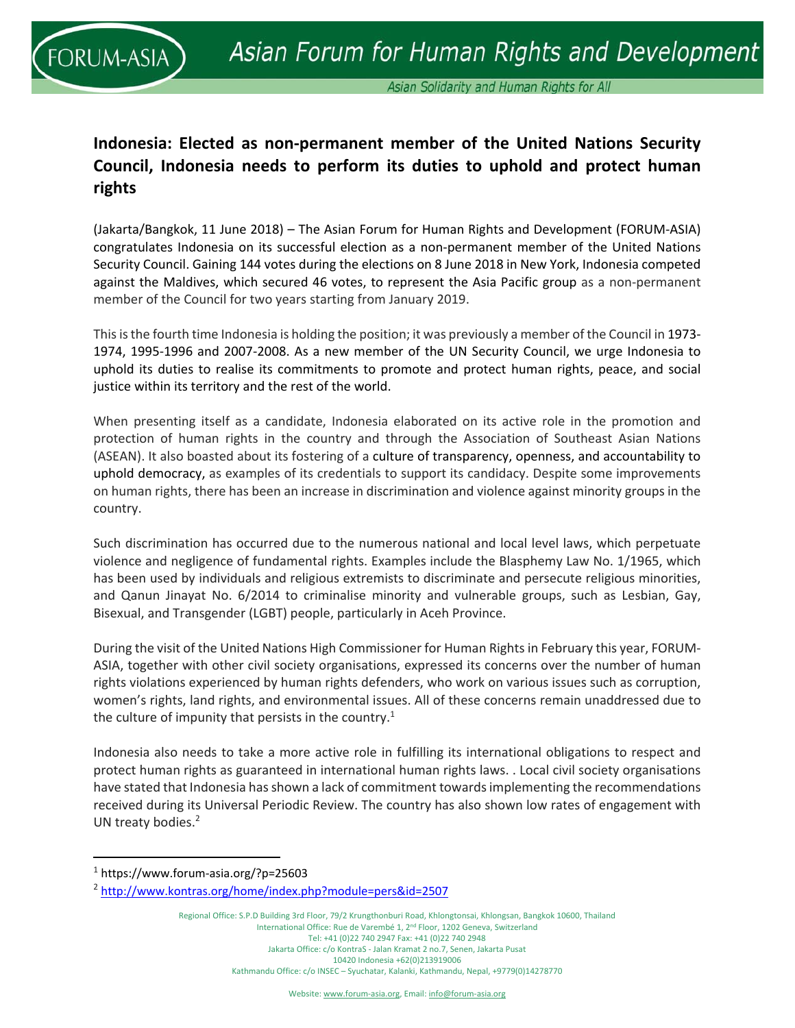# Indonesia: Elected as non-permanent member of the United Nations Security Council, Indonesia needs to perform its duties to uphold and protect human rights

(Jakarta/Bangkok, 11 June 2018) – The Asian Forum for Human Rights and Development (FORUM-ASIA) congratulates Indonesia on its successful election as a non-permanent member of the United Nations Security Council. Gaining 144 votes during the elections on 8 June 2018 in New York, Indonesia competed against the Maldives, which secured 46 votes, to represent the Asia Pacific group as a non-permanent member of the Council for two years starting from January 2019.

This is the fourth time Indonesia is holding the position; it was previously a member of the Council in 1973-1974, 1995-1996 and 2007-2008. As a new member of the UN Security Council, we urge Indonesia to uphold its duties to realise its commitments to promote and protect human rights, peace, and social justice within its territory and the rest of the world.

When presenting itself as a candidate, Indonesia elaborated on its active role in the promotion and protection of human rights in the country and through the Association of Southeast Asian Nations (ASEAN). It also boasted about its fostering of a culture of transparency, openness, and accountability to uphold democracy, as examples of its credentials to support its candidacy. Despite some improvements on human rights, there has been an increase in discrimination and violence against minority groups in the country.

Such discrimination has occurred due to the numerous national and local level laws, which perpetuate violence and negligence of fundamental rights. Examples include the Blasphemy Law No. 1/1965, which has been used by individuals and religious extremists to discriminate and persecute religious minorities, and Qanun Jinayat No. 6/2014 to criminalise minority and vulnerable groups, such as Lesbian, Gay, Bisexual, and Transgender (LGBT) people, particularly in Aceh Province.

During the visit of the United Nations High Commissioner for Human Rights in February this year, FORUM-ASIA, together with other civil society organisations, expressed its concerns over the number of human rights violations experienced by human rights defenders, who work on various issues such as corruption, women's rights, land rights, and environmental issues. All of these concerns remain unaddressed due to the culture of impunity that persists in the country.[1]

Indonesia also needs to take a more active role in fulfilling its international obligations to respect and protect human rights as guaranteed in international human rights laws. . Local civil society organisations have stated that Indonesia has shown a lack of commitment towards implementing the recommendations received during its Universal Periodic Review. The country has also shown low rates of engagement with UN treaty bodies.[2]

---

[1] https://www.forum-asia.org/?p=25603

[2] http://www.kontras.org/home/index.php?module=pers&id=2507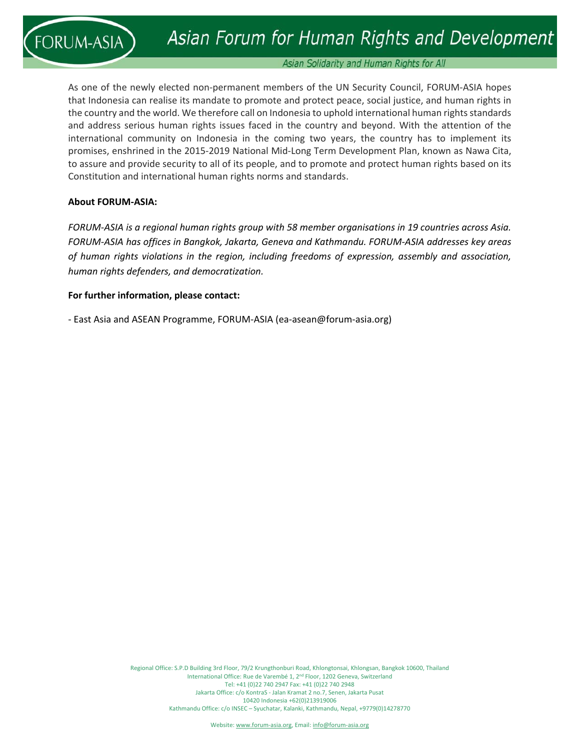As one of the newly elected non-permanent members of the UN Security Council, FORUM-ASIA hopes that Indonesia can realise its mandate to promote and protect peace, social justice, and human rights in the country and the world. We therefore call on Indonesia to uphold international human rights standards and address serious human rights issues faced in the country and beyond. With the attention of the international community on Indonesia in the coming two years, the country has to implement its promises, enshrined in the 2015-2019 National Mid-Long Term Development Plan, known as Nawa Cita, to assure and provide security to all of its people, and to promote and protect human rights based on its Constitution and international human rights norms and standards.

**About FORUM-ASIA:**

*FORUM-ASIA is a regional human rights group with 58 member organisations in 19 countries across Asia. FORUM-ASIA has offices in Bangkok, Jakarta, Geneva and Kathmandu. FORUM-ASIA addresses key areas of human rights violations in the region, including freedoms of expression, assembly and association, human rights defenders, and democratization.*

**For further information, please contact:**

- East Asia and ASEAN Programme, FORUM-ASIA (ea-asean@forum-asia.org)